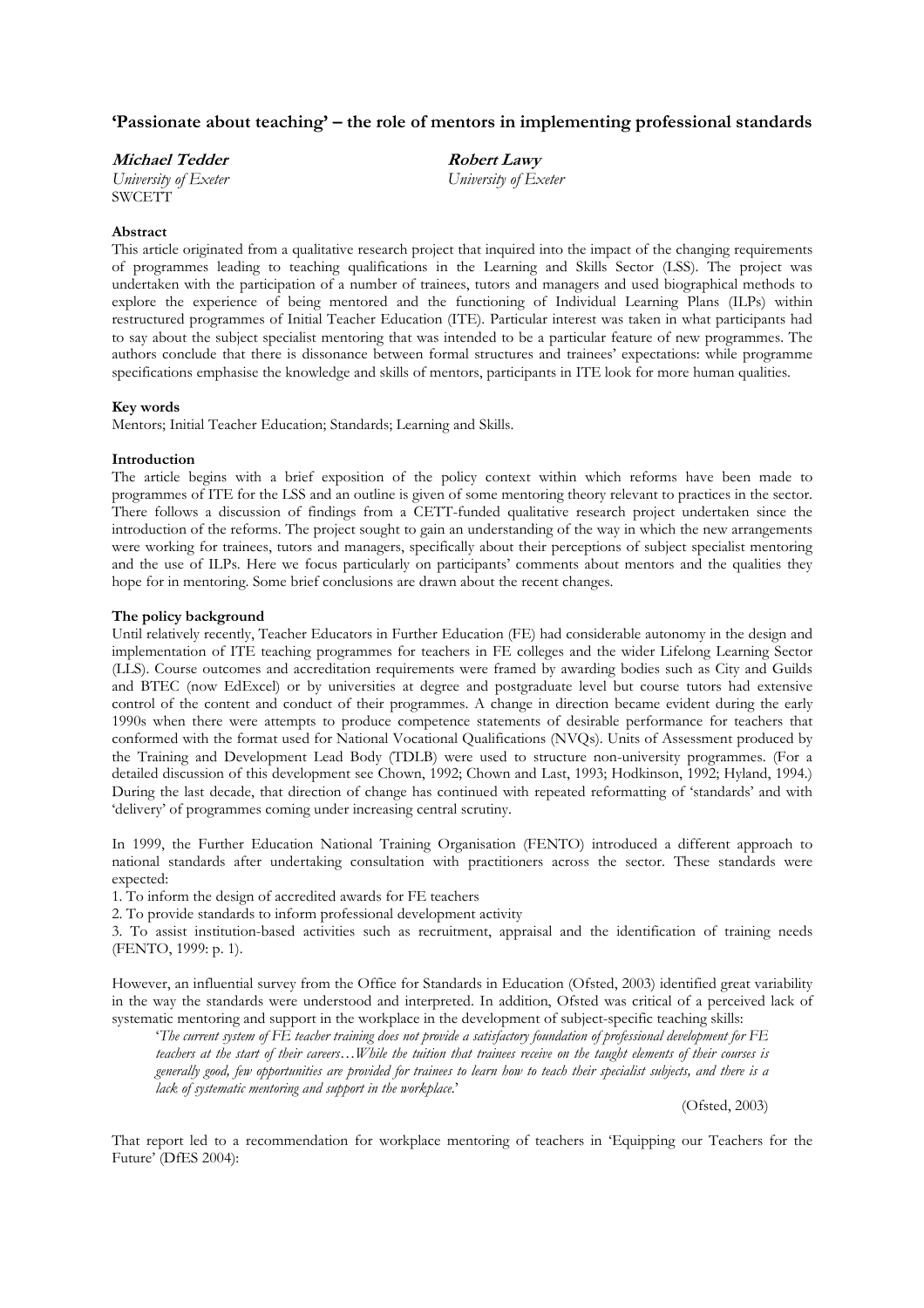## 'Passionate about teaching' – the role of mentors in implementing professional standards

***Michael Tedder***
*University of Exeter*
SWCETT

***Robert Lawy***
*University of Exeter*

**Abstract**

This article originated from a qualitative research project that inquired into the impact of the changing requirements of programmes leading to teaching qualifications in the Learning and Skills Sector (LSS). The project was undertaken with the participation of a number of trainees, tutors and managers and used biographical methods to explore the experience of being mentored and the functioning of Individual Learning Plans (ILPs) within restructured programmes of Initial Teacher Education (ITE). Particular interest was taken in what participants had to say about the subject specialist mentoring that was intended to be a particular feature of new programmes. The authors conclude that there is dissonance between formal structures and trainees' expectations: while programme specifications emphasise the knowledge and skills of mentors, participants in ITE look for more human qualities.

**Key words**

Mentors; Initial Teacher Education; Standards; Learning and Skills.

**Introduction**

The article begins with a brief exposition of the policy context within which reforms have been made to programmes of ITE for the LSS and an outline is given of some mentoring theory relevant to practices in the sector. There follows a discussion of findings from a CETT-funded qualitative research project undertaken since the introduction of the reforms. The project sought to gain an understanding of the way in which the new arrangements were working for trainees, tutors and managers, specifically about their perceptions of subject specialist mentoring and the use of ILPs. Here we focus particularly on participants' comments about mentors and the qualities they hope for in mentoring. Some brief conclusions are drawn about the recent changes.

**The policy background**

Until relatively recently, Teacher Educators in Further Education (FE) had considerable autonomy in the design and implementation of ITE teaching programmes for teachers in FE colleges and the wider Lifelong Learning Sector (LLS). Course outcomes and accreditation requirements were framed by awarding bodies such as City and Guilds and BTEC (now EdExcel) or by universities at degree and postgraduate level but course tutors had extensive control of the content and conduct of their programmes. A change in direction became evident during the early 1990s when there were attempts to produce competence statements of desirable performance for teachers that conformed with the format used for National Vocational Qualifications (NVQs). Units of Assessment produced by the Training and Development Lead Body (TDLB) were used to structure non-university programmes. (For a detailed discussion of this development see Chown, 1992; Chown and Last, 1993; Hodkinson, 1992; Hyland, 1994.) During the last decade, that direction of change has continued with repeated reformatting of 'standards' and with 'delivery' of programmes coming under increasing central scrutiny.

In 1999, the Further Education National Training Organisation (FENTO) introduced a different approach to national standards after undertaking consultation with practitioners across the sector. These standards were expected:

1. To inform the design of accredited awards for FE teachers
2. To provide standards to inform professional development activity
3. To assist institution-based activities such as recruitment, appraisal and the identification of training needs (FENTO, 1999: p. 1).

However, an influential survey from the Office for Standards in Education (Ofsted, 2003) identified great variability in the way the standards were understood and interpreted. In addition, Ofsted was critical of a perceived lack of systematic mentoring and support in the workplace in the development of subject-specific teaching skills:

> '*The current system of FE teacher training does not provide a satisfactory foundation of professional development for FE teachers at the start of their careers…While the tuition that trainees receive on the taught elements of their courses is generally good, few opportunities are provided for trainees to learn how to teach their specialist subjects, and there is a lack of systematic mentoring and support in the workplace.*'
>
> (Ofsted, 2003)

That report led to a recommendation for workplace mentoring of teachers in 'Equipping our Teachers for the Future' (DfES 2004):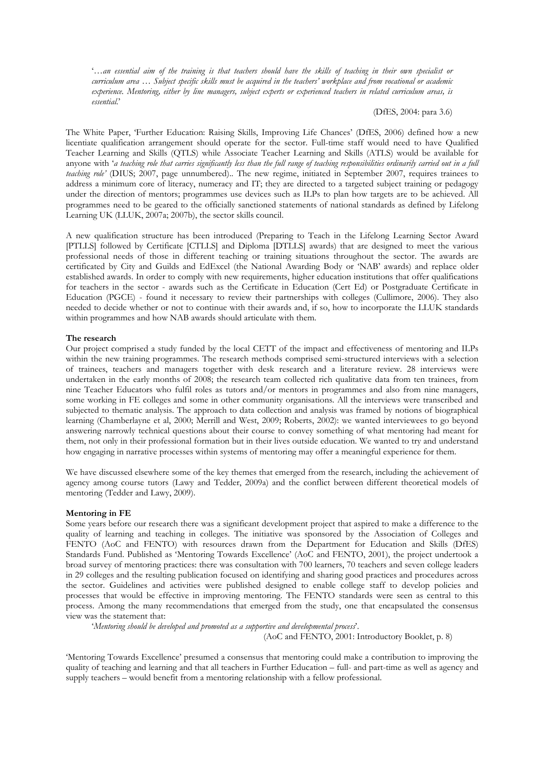'*…an essential aim of the training is that teachers should have the skills of teaching in their own specialist or curriculum area … Subject specific skills must be acquired in the teachers' workplace and from vocational or academic experience. Mentoring, either by line managers, subject experts or experienced teachers in related curriculum areas, is essential.*'

(DfES, 2004: para 3.6)

The White Paper, 'Further Education: Raising Skills, Improving Life Chances' (DfES, 2006) defined how a new licentiate qualification arrangement should operate for the sector. Full-time staff would need to have Qualified Teacher Learning and Skills (QTLS) while Associate Teacher Learning and Skills (ATLS) would be available for anyone with '*a teaching role that carries significantly less than the full range of teaching responsibilities ordinarily carried out in a full teaching role*' (DIUS; 2007, page unnumbered).. The new regime, initiated in September 2007, requires trainees to address a minimum core of literacy, numeracy and IT; they are directed to a targeted subject training or pedagogy under the direction of mentors; programmes use devices such as ILPs to plan how targets are to be achieved. All programmes need to be geared to the officially sanctioned statements of national standards as defined by Lifelong Learning UK (LLUK, 2007a; 2007b), the sector skills council.

A new qualification structure has been introduced (Preparing to Teach in the Lifelong Learning Sector Award [PTLLS] followed by Certificate [CTLLS] and Diploma [DTLLS] awards) that are designed to meet the various professional needs of those in different teaching or training situations throughout the sector. The awards are certificated by City and Guilds and EdExcel (the National Awarding Body or 'NAB' awards) and replace older established awards. In order to comply with new requirements, higher education institutions that offer qualifications for teachers in the sector - awards such as the Certificate in Education (Cert Ed) or Postgraduate Certificate in Education (PGCE) - found it necessary to review their partnerships with colleges (Cullimore, 2006). They also needed to decide whether or not to continue with their awards and, if so, how to incorporate the LLUK standards within programmes and how NAB awards should articulate with them.

**The research**

Our project comprised a study funded by the local CETT of the impact and effectiveness of mentoring and ILPs within the new training programmes. The research methods comprised semi-structured interviews with a selection of trainees, teachers and managers together with desk research and a literature review. 28 interviews were undertaken in the early months of 2008; the research team collected rich qualitative data from ten trainees, from nine Teacher Educators who fulfil roles as tutors and/or mentors in programmes and also from nine managers, some working in FE colleges and some in other community organisations. All the interviews were transcribed and subjected to thematic analysis. The approach to data collection and analysis was framed by notions of biographical learning (Chamberlayne et al, 2000; Merrill and West, 2009; Roberts, 2002): we wanted interviewees to go beyond answering narrowly technical questions about their course to convey something of what mentoring had meant for them, not only in their professional formation but in their lives outside education. We wanted to try and understand how engaging in narrative processes within systems of mentoring may offer a meaningful experience for them.

We have discussed elsewhere some of the key themes that emerged from the research, including the achievement of agency among course tutors (Lawy and Tedder, 2009a) and the conflict between different theoretical models of mentoring (Tedder and Lawy, 2009).

**Mentoring in FE**

Some years before our research there was a significant development project that aspired to make a difference to the quality of learning and teaching in colleges. The initiative was sponsored by the Association of Colleges and FENTO (AoC and FENTO) with resources drawn from the Department for Education and Skills (DfES) Standards Fund. Published as 'Mentoring Towards Excellence' (AoC and FENTO, 2001), the project undertook a broad survey of mentoring practices: there was consultation with 700 learners, 70 teachers and seven college leaders in 29 colleges and the resulting publication focused on identifying and sharing good practices and procedures across the sector. Guidelines and activities were published designed to enable college staff to develop policies and processes that would be effective in improving mentoring. The FENTO standards were seen as central to this process. Among the many recommendations that emerged from the study, one that encapsulated the consensus view was the statement that:

'*Mentoring should be developed and promoted as a supportive and developmental process*'.

(AoC and FENTO, 2001: Introductory Booklet, p. 8)

'Mentoring Towards Excellence' presumed a consensus that mentoring could make a contribution to improving the quality of teaching and learning and that all teachers in Further Education – full- and part-time as well as agency and supply teachers – would benefit from a mentoring relationship with a fellow professional.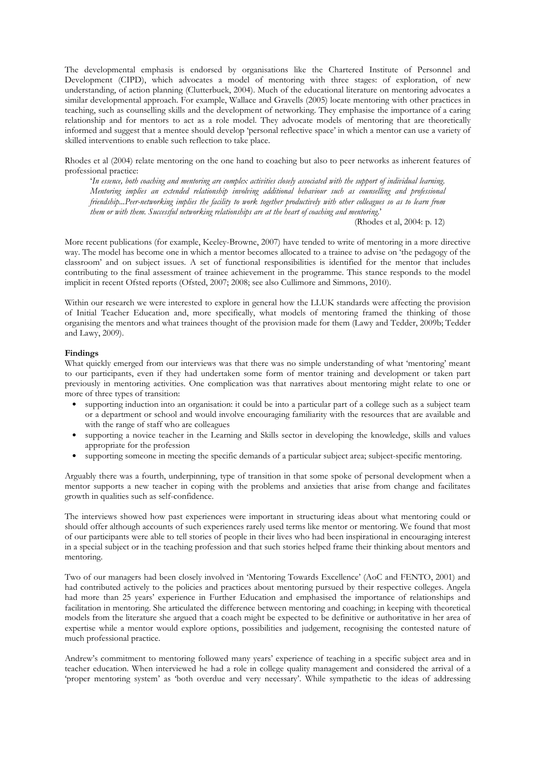The developmental emphasis is endorsed by organisations like the Chartered Institute of Personnel and Development (CIPD), which advocates a model of mentoring with three stages: of exploration, of new understanding, of action planning (Clutterbuck, 2004). Much of the educational literature on mentoring advocates a similar developmental approach. For example, Wallace and Gravells (2005) locate mentoring with other practices in teaching, such as counselling skills and the development of networking. They emphasise the importance of a caring relationship and for mentors to act as a role model. They advocate models of mentoring that are theoretically informed and suggest that a mentee should develop 'personal reflective space' in which a mentor can use a variety of skilled interventions to enable such reflection to take place.

Rhodes et al (2004) relate mentoring on the one hand to coaching but also to peer networks as inherent features of professional practice:

> '*In essence, both coaching and mentoring are complex activities closely associated with the support of individual learning. Mentoring implies an extended relationship involving additional behaviour such as counselling and professional friendship...Peer-networking implies the facility to work together productively with other colleagues so as to learn from them or with them. Successful networking relationships are at the heart of coaching and mentoring.*'
>
> (Rhodes et al, 2004: p. 12)

More recent publications (for example, Keeley-Browne, 2007) have tended to write of mentoring in a more directive way. The model has become one in which a mentor becomes allocated to a trainee to advise on 'the pedagogy of the classroom' and on subject issues. A set of functional responsibilities is identified for the mentor that includes contributing to the final assessment of trainee achievement in the programme. This stance responds to the model implicit in recent Ofsted reports (Ofsted, 2007; 2008; see also Cullimore and Simmons, 2010).

Within our research we were interested to explore in general how the LLUK standards were affecting the provision of Initial Teacher Education and, more specifically, what models of mentoring framed the thinking of those organising the mentors and what trainees thought of the provision made for them (Lawy and Tedder, 2009b; Tedder and Lawy, 2009).

**Findings**

What quickly emerged from our interviews was that there was no simple understanding of what 'mentoring' meant to our participants, even if they had undertaken some form of mentor training and development or taken part previously in mentoring activities. One complication was that narratives about mentoring might relate to one or more of three types of transition:

- supporting induction into an organisation: it could be into a particular part of a college such as a subject team or a department or school and would involve encouraging familiarity with the resources that are available and with the range of staff who are colleagues
- supporting a novice teacher in the Learning and Skills sector in developing the knowledge, skills and values appropriate for the profession
- supporting someone in meeting the specific demands of a particular subject area; subject-specific mentoring.

Arguably there was a fourth, underpinning, type of transition in that some spoke of personal development when a mentor supports a new teacher in coping with the problems and anxieties that arise from change and facilitates growth in qualities such as self-confidence.

The interviews showed how past experiences were important in structuring ideas about what mentoring could or should offer although accounts of such experiences rarely used terms like mentor or mentoring. We found that most of our participants were able to tell stories of people in their lives who had been inspirational in encouraging interest in a special subject or in the teaching profession and that such stories helped frame their thinking about mentors and mentoring.

Two of our managers had been closely involved in 'Mentoring Towards Excellence' (AoC and FENTO, 2001) and had contributed actively to the policies and practices about mentoring pursued by their respective colleges. Angela had more than 25 years' experience in Further Education and emphasised the importance of relationships and facilitation in mentoring. She articulated the difference between mentoring and coaching; in keeping with theoretical models from the literature she argued that a coach might be expected to be definitive or authoritative in her area of expertise while a mentor would explore options, possibilities and judgement, recognising the contested nature of much professional practice.

Andrew's commitment to mentoring followed many years' experience of teaching in a specific subject area and in teacher education. When interviewed he had a role in college quality management and considered the arrival of a 'proper mentoring system' as 'both overdue and very necessary'. While sympathetic to the ideas of addressing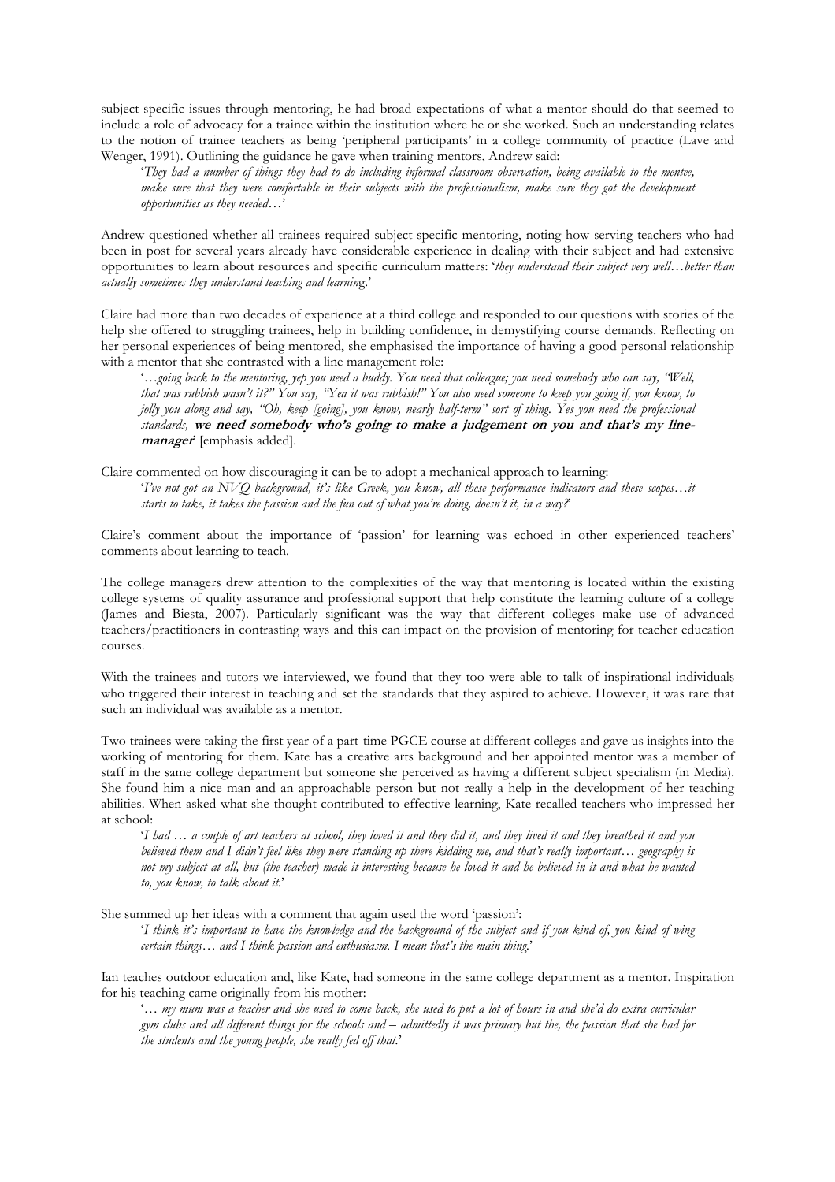subject-specific issues through mentoring, he had broad expectations of what a mentor should do that seemed to include a role of advocacy for a trainee within the institution where he or she worked. Such an understanding relates to the notion of trainee teachers as being 'peripheral participants' in a college community of practice (Lave and Wenger, 1991). Outlining the guidance he gave when training mentors, Andrew said:

> '*They had a number of things they had to do including informal classroom observation, being available to the mentee, make sure that they were comfortable in their subjects with the professionalism, make sure they got the development opportunities as they needed…*'

Andrew questioned whether all trainees required subject-specific mentoring, noting how serving teachers who had been in post for several years already have considerable experience in dealing with their subject and had extensive opportunities to learn about resources and specific curriculum matters: '*they understand their subject very well…better than actually sometimes they understand teaching and learning*.'

Claire had more than two decades of experience at a third college and responded to our questions with stories of the help she offered to struggling trainees, help in building confidence, in demystifying course demands. Reflecting on her personal experiences of being mentored, she emphasised the importance of having a good personal relationship with a mentor that she contrasted with a line management role:

> '*…going back to the mentoring, yep you need a buddy. You need that colleague; you need somebody who can say, "Well, that was rubbish wasn't it?" You say, "Yea it was rubbish!" You also need someone to keep you going if, you know, to jolly you along and say, "Oh, keep [going], you know, nearly half-term" sort of thing. Yes you need the professional standards,* ***we need somebody who's going to make a judgement on you and that's my line-manager***' [emphasis added].

Claire commented on how discouraging it can be to adopt a mechanical approach to learning:

> '*I've not got an NVQ background, it's like Greek, you know, all these performance indicators and these scopes…it starts to take, it takes the passion and the fun out of what you're doing, doesn't it, in a way?*'

Claire's comment about the importance of 'passion' for learning was echoed in other experienced teachers' comments about learning to teach.

The college managers drew attention to the complexities of the way that mentoring is located within the existing college systems of quality assurance and professional support that help constitute the learning culture of a college (James and Biesta, 2007). Particularly significant was the way that different colleges make use of advanced teachers/practitioners in contrasting ways and this can impact on the provision of mentoring for teacher education courses.

With the trainees and tutors we interviewed, we found that they too were able to talk of inspirational individuals who triggered their interest in teaching and set the standards that they aspired to achieve. However, it was rare that such an individual was available as a mentor.

Two trainees were taking the first year of a part-time PGCE course at different colleges and gave us insights into the working of mentoring for them. Kate has a creative arts background and her appointed mentor was a member of staff in the same college department but someone she perceived as having a different subject specialism (in Media). She found him a nice man and an approachable person but not really a help in the development of her teaching abilities. When asked what she thought contributed to effective learning, Kate recalled teachers who impressed her at school:

> '*I had … a couple of art teachers at school, they loved it and they did it, and they lived it and they breathed it and you believed them and I didn't feel like they were standing up there kidding me, and that's really important… geography is not my subject at all, but (the teacher) made it interesting because he loved it and he believed in it and what he wanted to, you know, to talk about it.*'

She summed up her ideas with a comment that again used the word 'passion':

> '*I think it's important to have the knowledge and the background of the subject and if you kind of, you kind of wing certain things… and I think passion and enthusiasm. I mean that's the main thing.*'

Ian teaches outdoor education and, like Kate, had someone in the same college department as a mentor. Inspiration for his teaching came originally from his mother:

> '*… my mum was a teacher and she used to come back, she used to put a lot of hours in and she'd do extra curricular gym clubs and all different things for the schools and – admittedly it was primary but the, the passion that she had for the students and the young people, she really fed off that.*'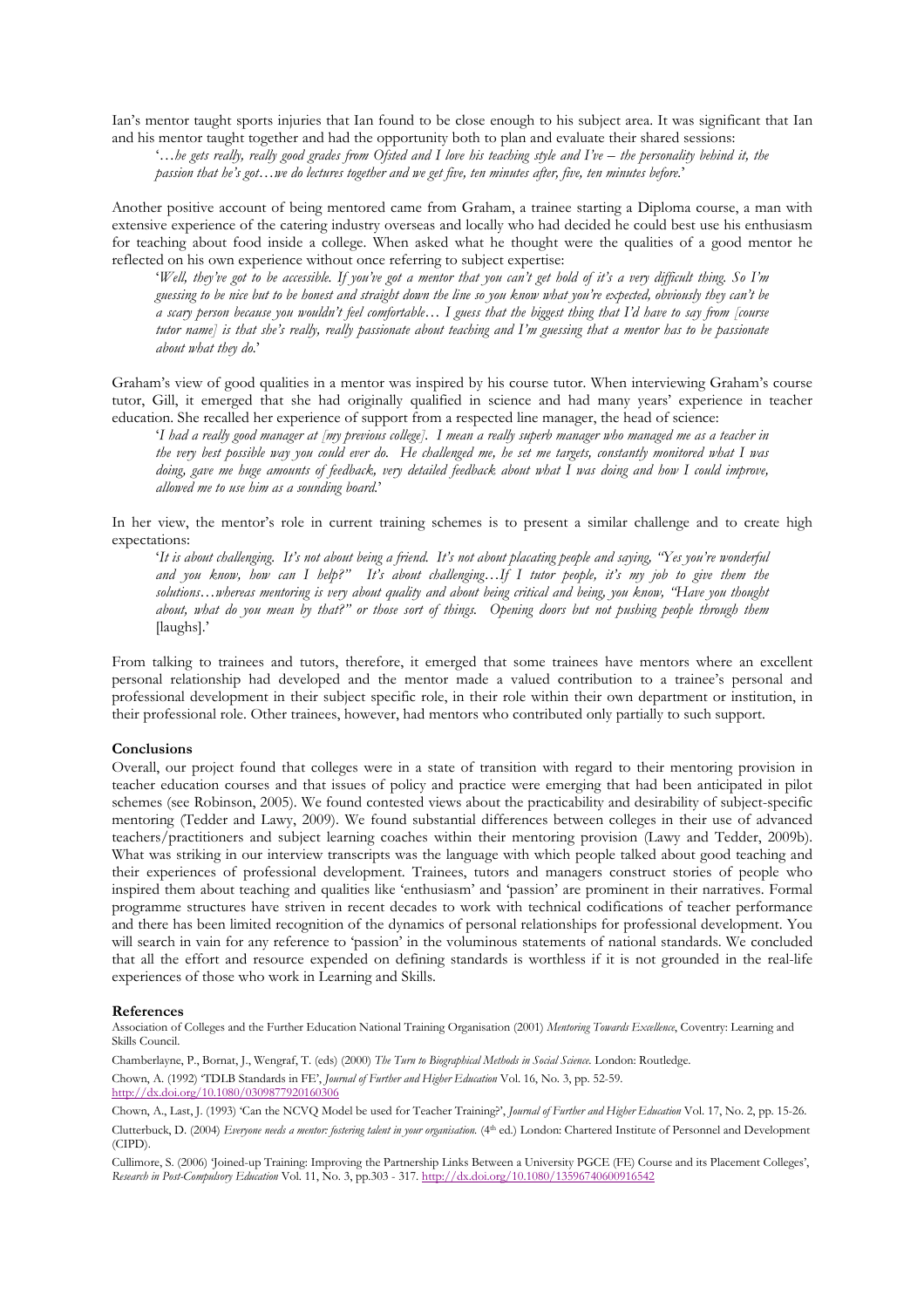Ian's mentor taught sports injuries that Ian found to be close enough to his subject area. It was significant that Ian and his mentor taught together and had the opportunity both to plan and evaluate their shared sessions:

> '*…he gets really, really good grades from Ofsted and I love his teaching style and I've – the personality behind it, the passion that he's got…we do lectures together and we get five, ten minutes after, five, ten minutes before.*'

Another positive account of being mentored came from Graham, a trainee starting a Diploma course, a man with extensive experience of the catering industry overseas and locally who had decided he could best use his enthusiasm for teaching about food inside a college. When asked what he thought were the qualities of a good mentor he reflected on his own experience without once referring to subject expertise:

> '*Well, they've got to be accessible. If you've got a mentor that you can't get hold of it's a very difficult thing. So I'm guessing to be nice but to be honest and straight down the line so you know what you're expected, obviously they can't be a scary person because you wouldn't feel comfortable… I guess that the biggest thing that I'd have to say from [course tutor name] is that she's really, really passionate about teaching and I'm guessing that a mentor has to be passionate about what they do.*'

Graham's view of good qualities in a mentor was inspired by his course tutor. When interviewing Graham's course tutor, Gill, it emerged that she had originally qualified in science and had many years' experience in teacher education. She recalled her experience of support from a respected line manager, the head of science:

> '*I had a really good manager at [my previous college]. I mean a really superb manager who managed me as a teacher in the very best possible way you could ever do. He challenged me, he set me targets, constantly monitored what I was doing, gave me huge amounts of feedback, very detailed feedback about what I was doing and how I could improve, allowed me to use him as a sounding board.*'

In her view, the mentor's role in current training schemes is to present a similar challenge and to create high expectations:

> '*It is about challenging. It's not about being a friend. It's not about placating people and saying, "Yes you're wonderful and you know, how can I help?" It's about challenging…If I tutor people, it's my job to give them the solutions…whereas mentoring is very about quality and about being critical and being, you know, "Have you thought about, what do you mean by that?" or those sort of things. Opening doors but not pushing people through them* [laughs].'

From talking to trainees and tutors, therefore, it emerged that some trainees have mentors where an excellent personal relationship had developed and the mentor made a valued contribution to a trainee's personal and professional development in their subject specific role, in their role within their own department or institution, in their professional role. Other trainees, however, had mentors who contributed only partially to such support.

**Conclusions**

Overall, our project found that colleges were in a state of transition with regard to their mentoring provision in teacher education courses and that issues of policy and practice were emerging that had been anticipated in pilot schemes (see Robinson, 2005). We found contested views about the practicability and desirability of subject-specific mentoring (Tedder and Lawy, 2009). We found substantial differences between colleges in their use of advanced teachers/practitioners and subject learning coaches within their mentoring provision (Lawy and Tedder, 2009b). What was striking in our interview transcripts was the language with which people talked about good teaching and their experiences of professional development. Trainees, tutors and managers construct stories of people who inspired them about teaching and qualities like 'enthusiasm' and 'passion' are prominent in their narratives. Formal programme structures have striven in recent decades to work with technical codifications of teacher performance and there has been limited recognition of the dynamics of personal relationships for professional development. You will search in vain for any reference to 'passion' in the voluminous statements of national standards. We concluded that all the effort and resource expended on defining standards is worthless if it is not grounded in the real-life experiences of those who work in Learning and Skills.

**References**

Association of Colleges and the Further Education National Training Organisation (2001) *Mentoring Towards Excellence*, Coventry: Learning and Skills Council.

Chamberlayne, P., Bornat, J., Wengraf, T. (eds) (2000) *The Turn to Biographical Methods in Social Science.* London: Routledge.

Chown, A. (1992) 'TDLB Standards in FE', *Journal of Further and Higher Education* Vol. 16, No. 3, pp. 52-59. http://dx.doi.org/10.1080/0309877920160306

Chown, A., Last, J. (1993) 'Can the NCVQ Model be used for Teacher Training?', *Journal of Further and Higher Education* Vol. 17, No. 2, pp. 15-26.

Clutterbuck, D. (2004) *Everyone needs a mentor: fostering talent in your organisation.* (4th ed.) London: Chartered Institute of Personnel and Development (CIPD).

Cullimore, S. (2006) 'Joined-up Training: Improving the Partnership Links Between a University PGCE (FE) Course and its Placement Colleges', *Research in Post-Compulsory Education* Vol. 11, No. 3, pp.303 - 317. http://dx.doi.org/10.1080/13596740600916542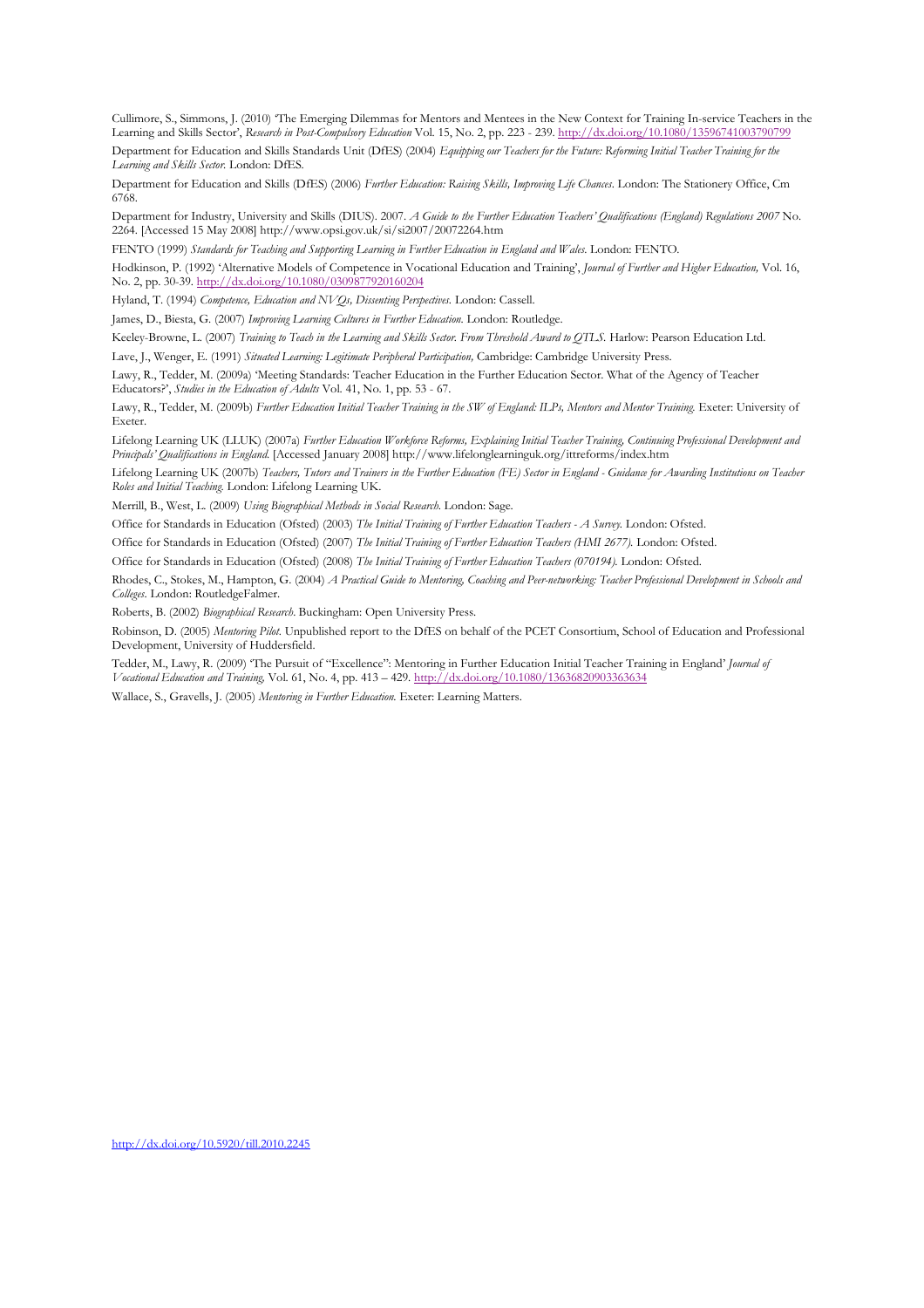Cullimore, S., Simmons, J. (2010) 'The Emerging Dilemmas for Mentors and Mentees in the New Context for Training In-service Teachers in the Learning and Skills Sector', *Research in Post-Compulsory Education* Vol. 15, No. 2, pp. 223 - 239. http://dx.doi.org/10.1080/13596741003790799

Department for Education and Skills Standards Unit (DfES) (2004) *Equipping our Teachers for the Future: Reforming Initial Teacher Training for the Learning and Skills Sector.* London: DfES.

Department for Education and Skills (DfES) (2006) *Further Education: Raising Skills, Improving Life Chances*. London: The Stationery Office, Cm 6768.

Department for Industry, University and Skills (DIUS). 2007. *A Guide to the Further Education Teachers' Qualifications (England) Regulations 2007* No. 2264. [Accessed 15 May 2008] http://www.opsi.gov.uk/si/si2007/20072264.htm

FENTO (1999) *Standards for Teaching and Supporting Learning in Further Education in England and Wales*. London: FENTO.

Hodkinson, P. (1992) 'Alternative Models of Competence in Vocational Education and Training', *Journal of Further and Higher Education,* Vol. 16, No. 2, pp. 30-39. http://dx.doi.org/10.1080/0309877920160204

Hyland, T. (1994) *Competence, Education and NVQs, Dissenting Perspectives.* London: Cassell.

James, D., Biesta, G. (2007) *Improving Learning Cultures in Further Education.* London: Routledge.

Keeley-Browne, L. (2007) *Training to Teach in the Learning and Skills Sector. From Threshold Award to QTLS.* Harlow: Pearson Education Ltd.

Lave, J., Wenger, E. (1991) *Situated Learning: Legitimate Peripheral Participation,* Cambridge: Cambridge University Press.

Lawy, R., Tedder, M. (2009a) 'Meeting Standards: Teacher Education in the Further Education Sector. What of the Agency of Teacher Educators?', *Studies in the Education of Adults* Vol. 41, No. 1, pp. 53 - 67.

Lawy, R., Tedder, M. (2009b) *Further Education Initial Teacher Training in the SW of England: ILPs, Mentors and Mentor Training.* Exeter: University of Exeter.

Lifelong Learning UK (LLUK) (2007a) *Further Education Workforce Reforms, Explaining Initial Teacher Training, Continuing Professional Development and Principals' Qualifications in England.* [Accessed January 2008] http://www.lifelonglearninguk.org/ittreforms/index.htm

Lifelong Learning UK (2007b) *Teachers, Tutors and Trainers in the Further Education (FE) Sector in England - Guidance for Awarding Institutions on Teacher Roles and Initial Teaching.* London: Lifelong Learning UK.

Merrill, B., West, L. (2009) *Using Biographical Methods in Social Research.* London: Sage.

Office for Standards in Education (Ofsted) (2003) *The Initial Training of Further Education Teachers - A Survey.* London: Ofsted.

Office for Standards in Education (Ofsted) (2007) *The Initial Training of Further Education Teachers (HMI 2677).* London: Ofsted.

Office for Standards in Education (Ofsted) (2008) *The Initial Training of Further Education Teachers (070194).* London: Ofsted.

Rhodes, C., Stokes, M., Hampton, G. (2004) *A Practical Guide to Mentoring, Coaching and Peer-networking: Teacher Professional Development in Schools and Colleges*. London: RoutledgeFalmer.

Roberts, B. (2002) *Biographical Research*. Buckingham: Open University Press.

Robinson, D. (2005) *Mentoring Pilot.* Unpublished report to the DfES on behalf of the PCET Consortium, School of Education and Professional Development, University of Huddersfield.

Tedder, M., Lawy, R. (2009) 'The Pursuit of "Excellence": Mentoring in Further Education Initial Teacher Training in England' *Journal of Vocational Education and Training,* Vol. 61, No. 4, pp. 413 – 429. http://dx.doi.org/10.1080/13636820903363634

Wallace, S., Gravells, J. (2005) *Mentoring in Further Education.* Exeter: Learning Matters.